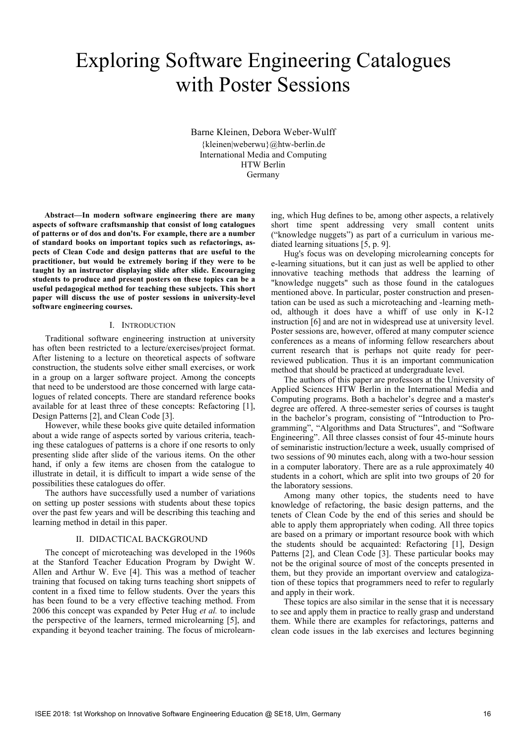# Exploring Software Engineering Catalogues with Poster Sessions

Barne Kleinen, Debora Weber-Wulff
{kleinen|weberwu}@htw-berlin.de
International Media and Computing
HTW Berlin
Germany

***Abstract*—In modern software engineering there are many aspects of software craftsmanship that consist of long catalogues of patterns or of dos and don'ts. For example, there are a number of standard books on important topics such as refactorings, aspects of Clean Code and design patterns that are useful to the practitioner, but would be extremely boring if they were to be taught by an instructor displaying slide after slide. Encouraging students to produce and present posters on these topics can be a useful pedagogical method for teaching these subjects. This short paper will discuss the use of poster sessions in university-level software engineering courses.**

## I. Introduction

Traditional software engineering instruction at university has often been restricted to a lecture/exercises/project format. After listening to a lecture on theoretical aspects of software construction, the students solve either small exercises, or work in a group on a larger software project. Among the concepts that need to be understood are those concerned with large catalogues of related concepts. There are standard reference books available for at least three of these concepts: Refactoring [1], Design Patterns [2], and Clean Code [3].

However, while these books give quite detailed information about a wide range of aspects sorted by various criteria, teaching these catalogues of patterns is a chore if one resorts to only presenting slide after slide of the various items. On the other hand, if only a few items are chosen from the catalogue to illustrate in detail, it is difficult to impart a wide sense of the possibilities these catalogues do offer.

The authors have successfully used a number of variations on setting up poster sessions with students about these topics over the past few years and will be describing this teaching and learning method in detail in this paper.

## II. Didactical Background

The concept of microteaching was developed in the 1960s at the Stanford Teacher Education Program by Dwight W. Allen and Arthur W. Eve [4]. This was a method of teacher training that focused on taking turns teaching short snippets of content in a fixed time to fellow students. Over the years this has been found to be a very effective teaching method. From 2006 this concept was expanded by Peter Hug *et al.* to include the perspective of the learners, termed microlearning [5], and expanding it beyond teacher training. The focus of microlearning, which Hug defines to be, among other aspects, a relatively short time spent addressing very small content units ("knowledge nuggets") as part of a curriculum in various mediated learning situations [5, p. 9].

Hug's focus was on developing microlearning concepts for e-learning situations, but it can just as well be applied to other innovative teaching methods that address the learning of "knowledge nuggets" such as those found in the catalogues mentioned above. In particular, poster construction and presentation can be used as such a microteaching and -learning method, although it does have a whiff of use only in K-12 instruction [6] and are not in widespread use at university level. Poster sessions are, however, offered at many computer science conferences as a means of informing fellow researchers about current research that is perhaps not quite ready for peer-reviewed publication. Thus it is an important communication method that should be practiced at undergraduate level.

The authors of this paper are professors at the University of Applied Sciences HTW Berlin in the International Media and Computing programs. Both a bachelor's degree and a master's degree are offered. A three-semester series of courses is taught in the bachelor's program, consisting of "Introduction to Programming", "Algorithms and Data Structures", and "Software Engineering". All three classes consist of four 45-minute hours of seminaristic instruction/lecture a week, usually comprised of two sessions of 90 minutes each, along with a two-hour session in a computer laboratory. There are as a rule approximately 40 students in a cohort, which are split into two groups of 20 for the laboratory sessions.

Among many other topics, the students need to have knowledge of refactoring, the basic design patterns, and the tenets of Clean Code by the end of this series and should be able to apply them appropriately when coding. All three topics are based on a primary or important resource book with which the students should be acquainted: Refactoring [1], Design Patterns [2], and Clean Code [3]. These particular books may not be the original source of most of the concepts presented in them, but they provide an important overview and catalogization of these topics that programmers need to refer to regularly and apply in their work.

These topics are also similar in the sense that it is necessary to see and apply them in practice to really grasp and understand them. While there are examples for refactorings, patterns and clean code issues in the lab exercises and lectures beginning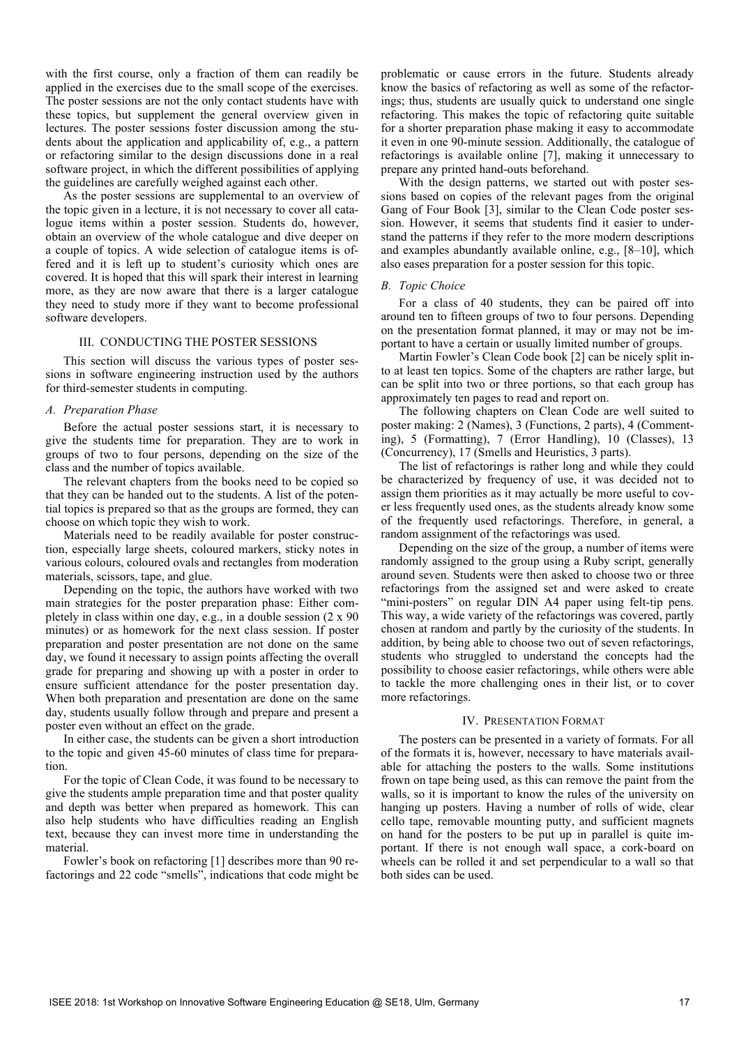with the first course, only a fraction of them can readily be applied in the exercises due to the small scope of the exercises. The poster sessions are not the only contact students have with these topics, but supplement the general overview given in lectures. The poster sessions foster discussion among the students about the application and applicability of, e.g., a pattern or refactoring similar to the design discussions done in a real software project, in which the different possibilities of applying the guidelines are carefully weighed against each other.

As the poster sessions are supplemental to an overview of the topic given in a lecture, it is not necessary to cover all catalogue items within a poster session. Students do, however, obtain an overview of the whole catalogue and dive deeper on a couple of topics. A wide selection of catalogue items is offered and it is left up to student's curiosity which ones are covered. It is hoped that this will spark their interest in learning more, as they are now aware that there is a larger catalogue they need to study more if they want to become professional software developers.

## III. CONDUCTING THE POSTER SESSIONS

This section will discuss the various types of poster sessions in software engineering instruction used by the authors for third-semester students in computing.

### A. Preparation Phase

Before the actual poster sessions start, it is necessary to give the students time for preparation. They are to work in groups of two to four persons, depending on the size of the class and the number of topics available.

The relevant chapters from the books need to be copied so that they can be handed out to the students. A list of the potential topics is prepared so that as the groups are formed, they can choose on which topic they wish to work.

Materials need to be readily available for poster construction, especially large sheets, coloured markers, sticky notes in various colours, coloured ovals and rectangles from moderation materials, scissors, tape, and glue.

Depending on the topic, the authors have worked with two main strategies for the poster preparation phase: Either completely in class within one day, e.g., in a double session (2 x 90 minutes) or as homework for the next class session. If poster preparation and poster presentation are not done on the same day, we found it necessary to assign points affecting the overall grade for preparing and showing up with a poster in order to ensure sufficient attendance for the poster presentation day. When both preparation and presentation are done on the same day, students usually follow through and prepare and present a poster even without an effect on the grade.

In either case, the students can be given a short introduction to the topic and given 45-60 minutes of class time for preparation.

For the topic of Clean Code, it was found to be necessary to give the students ample preparation time and that poster quality and depth was better when prepared as homework. This can also help students who have difficulties reading an English text, because they can invest more time in understanding the material.

Fowler's book on refactoring [1] describes more than 90 refactorings and 22 code "smells", indications that code might be problematic or cause errors in the future. Students already know the basics of refactoring as well as some of the refactorings; thus, students are usually quick to understand one single refactoring. This makes the topic of refactoring quite suitable for a shorter preparation phase making it easy to accommodate it even in one 90-minute session. Additionally, the catalogue of refactorings is available online [7], making it unnecessary to prepare any printed hand-outs beforehand.

With the design patterns, we started out with poster sessions based on copies of the relevant pages from the original Gang of Four Book [3], similar to the Clean Code poster session. However, it seems that students find it easier to understand the patterns if they refer to the more modern descriptions and examples abundantly available online, e.g., [8–10], which also eases preparation for a poster session for this topic.

### B. Topic Choice

For a class of 40 students, they can be paired off into around ten to fifteen groups of two to four persons. Depending on the presentation format planned, it may or may not be important to have a certain or usually limited number of groups.

Martin Fowler's Clean Code book [2] can be nicely split into at least ten topics. Some of the chapters are rather large, but can be split into two or three portions, so that each group has approximately ten pages to read and report on.

The following chapters on Clean Code are well suited to poster making: 2 (Names), 3 (Functions, 2 parts), 4 (Commenting), 5 (Formatting), 7 (Error Handling), 10 (Classes), 13 (Concurrency), 17 (Smells and Heuristics, 3 parts).

The list of refactorings is rather long and while they could be characterized by frequency of use, it was decided not to assign them priorities as it may actually be more useful to cover less frequently used ones, as the students already know some of the frequently used refactorings. Therefore, in general, a random assignment of the refactorings was used.

Depending on the size of the group, a number of items were randomly assigned to the group using a Ruby script, generally around seven. Students were then asked to choose two or three refactorings from the assigned set and were asked to create "mini-posters" on regular DIN A4 paper using felt-tip pens. This way, a wide variety of the refactorings was covered, partly chosen at random and partly by the curiosity of the students. In addition, by being able to choose two out of seven refactorings, students who struggled to understand the concepts had the possibility to choose easier refactorings, while others were able to tackle the more challenging ones in their list, or to cover more refactorings.

## IV. PRESENTATION FORMAT

The posters can be presented in a variety of formats. For all of the formats it is, however, necessary to have materials available for attaching the posters to the walls. Some institutions frown on tape being used, as this can remove the paint from the walls, so it is important to know the rules of the university on hanging up posters. Having a number of rolls of wide, clear cello tape, removable mounting putty, and sufficient magnets on hand for the posters to be put up in parallel is quite important. If there is not enough wall space, a cork-board on wheels can be rolled it and set perpendicular to a wall so that both sides can be used.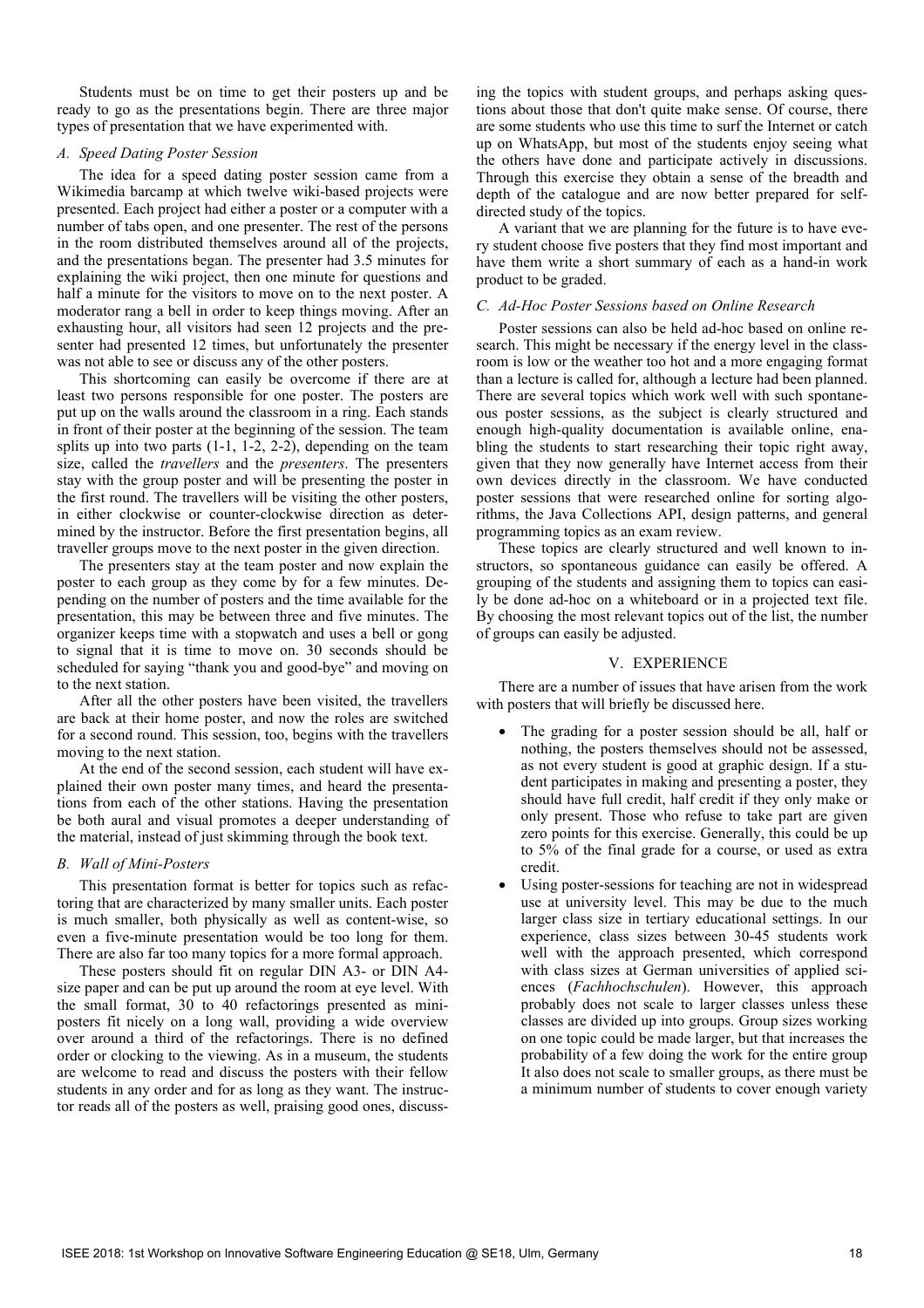Students must be on time to get their posters up and be ready to go as the presentations begin. There are three major types of presentation that we have experimented with.

### *A. Speed Dating Poster Session*

The idea for a speed dating poster session came from a Wikimedia barcamp at which twelve wiki-based projects were presented. Each project had either a poster or a computer with a number of tabs open, and one presenter. The rest of the persons in the room distributed themselves around all of the projects, and the presentations began. The presenter had 3.5 minutes for explaining the wiki project, then one minute for questions and half a minute for the visitors to move on to the next poster. A moderator rang a bell in order to keep things moving. After an exhausting hour, all visitors had seen 12 projects and the presenter had presented 12 times, but unfortunately the presenter was not able to see or discuss any of the other posters.

This shortcoming can easily be overcome if there are at least two persons responsible for one poster. The posters are put up on the walls around the classroom in a ring. Each stands in front of their poster at the beginning of the session. The team splits up into two parts (1-1, 1-2, 2-2), depending on the team size, called the *travellers* and the *presenters*. The presenters stay with the group poster and will be presenting the poster in the first round. The travellers will be visiting the other posters, in either clockwise or counter-clockwise direction as determined by the instructor. Before the first presentation begins, all traveller groups move to the next poster in the given direction.

The presenters stay at the team poster and now explain the poster to each group as they come by for a few minutes. Depending on the number of posters and the time available for the presentation, this may be between three and five minutes. The organizer keeps time with a stopwatch and uses a bell or gong to signal that it is time to move on. 30 seconds should be scheduled for saying "thank you and good-bye" and moving on to the next station.

After all the other posters have been visited, the travellers are back at their home poster, and now the roles are switched for a second round. This session, too, begins with the travellers moving to the next station.

At the end of the second session, each student will have explained their own poster many times, and heard the presentations from each of the other stations. Having the presentation be both aural and visual promotes a deeper understanding of the material, instead of just skimming through the book text.

### *B. Wall of Mini-Posters*

This presentation format is better for topics such as refactoring that are characterized by many smaller units. Each poster is much smaller, both physically as well as content-wise, so even a five-minute presentation would be too long for them. There are also far too many topics for a more formal approach.

These posters should fit on regular DIN A3- or DIN A4-size paper and can be put up around the room at eye level. With the small format, 30 to 40 refactorings presented as mini-posters fit nicely on a long wall, providing a wide overview over around a third of the refactorings. There is no defined order or clocking to the viewing. As in a museum, the students are welcome to read and discuss the posters with their fellow students in any order and for as long as they want. The instructor reads all of the posters as well, praising good ones, discussing the topics with student groups, and perhaps asking questions about those that don't quite make sense. Of course, there are some students who use this time to surf the Internet or catch up on WhatsApp, but most of the students enjoy seeing what the others have done and participate actively in discussions. Through this exercise they obtain a sense of the breadth and depth of the catalogue and are now better prepared for self-directed study of the topics.

A variant that we are planning for the future is to have every student choose five posters that they find most important and have them write a short summary of each as a hand-in work product to be graded.

### *C. Ad-Hoc Poster Sessions based on Online Research*

Poster sessions can also be held ad-hoc based on online research. This might be necessary if the energy level in the classroom is low or the weather too hot and a more engaging format than a lecture is called for, although a lecture had been planned. There are several topics which work well with such spontaneous poster sessions, as the subject is clearly structured and enough high-quality documentation is available online, enabling the students to start researching their topic right away, given that they now generally have Internet access from their own devices directly in the classroom. We have conducted poster sessions that were researched online for sorting algorithms, the Java Collections API, design patterns, and general programming topics as an exam review.

These topics are clearly structured and well known to instructors, so spontaneous guidance can easily be offered. A grouping of the students and assigning them to topics can easily be done ad-hoc on a whiteboard or in a projected text file. By choosing the most relevant topics out of the list, the number of groups can easily be adjusted.

## V. EXPERIENCE

There are a number of issues that have arisen from the work with posters that will briefly be discussed here.

- The grading for a poster session should be all, half or nothing, the posters themselves should not be assessed, as not every student is good at graphic design. If a student participates in making and presenting a poster, they should have full credit, half credit if they only make or only present. Those who refuse to take part are given zero points for this exercise. Generally, this could be up to 5% of the final grade for a course, or used as extra credit.
- Using poster-sessions for teaching are not in widespread use at university level. This may be due to the much larger class size in tertiary educational settings. In our experience, class sizes between 30-45 students work well with the approach presented, which correspond with class sizes at German universities of applied sciences (*Fachhochschulen*). However, this approach probably does not scale to larger classes unless these classes are divided up into groups. Group sizes working on one topic could be made larger, but that increases the probability of a few doing the work for the entire group It also does not scale to smaller groups, as there must be a minimum number of students to cover enough variety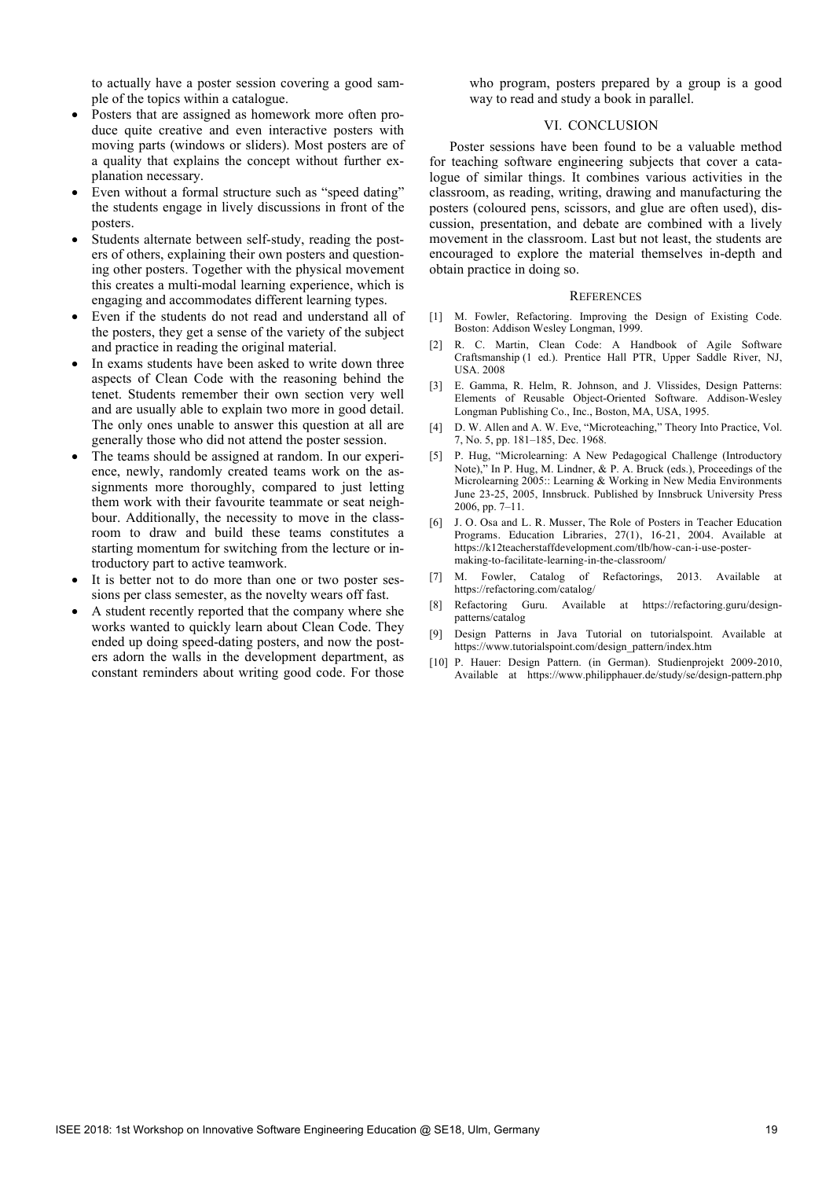to actually have a poster session covering a good sample of the topics within a catalogue.

- Posters that are assigned as homework more often produce quite creative and even interactive posters with moving parts (windows or sliders). Most posters are of a quality that explains the concept without further explanation necessary.
- Even without a formal structure such as "speed dating" the students engage in lively discussions in front of the posters.
- Students alternate between self-study, reading the posters of others, explaining their own posters and questioning other posters. Together with the physical movement this creates a multi-modal learning experience, which is engaging and accommodates different learning types.
- Even if the students do not read and understand all of the posters, they get a sense of the variety of the subject and practice in reading the original material.
- In exams students have been asked to write down three aspects of Clean Code with the reasoning behind the tenet. Students remember their own section very well and are usually able to explain two more in good detail. The only ones unable to answer this question at all are generally those who did not attend the poster session.
- The teams should be assigned at random. In our experience, newly, randomly created teams work on the assignments more thoroughly, compared to just letting them work with their favourite teammate or seat neighbour. Additionally, the necessity to move in the classroom to draw and build these teams constitutes a starting momentum for switching from the lecture or introductory part to active teamwork.
- It is better not to do more than one or two poster sessions per class semester, as the novelty wears off fast.
- A student recently reported that the company where she works wanted to quickly learn about Clean Code. They ended up doing speed-dating posters, and now the posters adorn the walls in the development department, as constant reminders about writing good code. For those who program, posters prepared by a group is a good way to read and study a book in parallel.

## VI. Conclusion

Poster sessions have been found to be a valuable method for teaching software engineering subjects that cover a catalogue of similar things. It combines various activities in the classroom, as reading, writing, drawing and manufacturing the posters (coloured pens, scissors, and glue are often used), discussion, presentation, and debate are combined with a lively movement in the classroom. Last but not least, the students are encouraged to explore the material themselves in-depth and obtain practice in doing so.

## References

[1] M. Fowler, Refactoring. Improving the Design of Existing Code. Boston: Addison Wesley Longman, 1999.

[2] R. C. Martin, Clean Code: A Handbook of Agile Software Craftsmanship (1 ed.). Prentice Hall PTR, Upper Saddle River, NJ, USA. 2008

[3] E. Gamma, R. Helm, R. Johnson, and J. Vlissides, Design Patterns: Elements of Reusable Object-Oriented Software. Addison-Wesley Longman Publishing Co., Inc., Boston, MA, USA, 1995.

[4] D. W. Allen and A. W. Eve, "Microteaching," Theory Into Practice, Vol. 7, No. 5, pp. 181–185, Dec. 1968.

[5] P. Hug, "Microlearning: A New Pedagogical Challenge (Introductory Note)," In P. Hug, M. Lindner, & P. A. Bruck (eds.), Proceedings of the Microlearning 2005:: Learning & Working in New Media Environments June 23-25, 2005, Innsbruck. Published by Innsbruck University Press 2006, pp. 7–11.

[6] J. O. Osa and L. R. Musser, The Role of Posters in Teacher Education Programs. Education Libraries, 27(1), 16-21, 2004. Available at https://k12teacherstaffdevelopment.com/tlb/how-can-i-use-poster-making-to-facilitate-learning-in-the-classroom/

[7] M. Fowler, Catalog of Refactorings, 2013. Available at https://refactoring.com/catalog/

[8] Refactoring Guru. Available at https://refactoring.guru/design-patterns/catalog

[9] Design Patterns in Java Tutorial on tutorialspoint. Available at https://www.tutorialspoint.com/design_pattern/index.htm

[10] P. Hauer: Design Pattern. (in German). Studienprojekt 2009-2010, Available at https://www.philipphauer.de/study/se/design-pattern.php